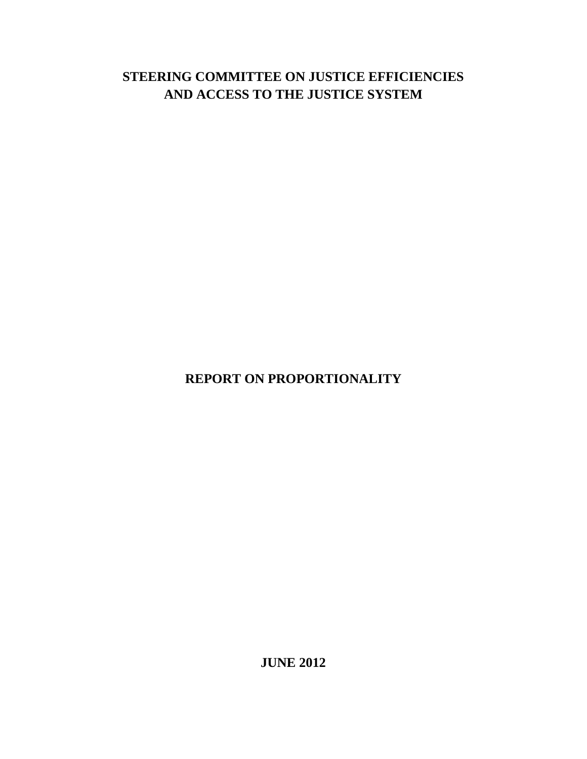# STEERING COMMITTEE ON JUSTICE EFFICIENCIES AND ACCESS TO THE JUSTICE SYSTEM

## REPORT ON PROPORTIONALITY

**JUNE 2012**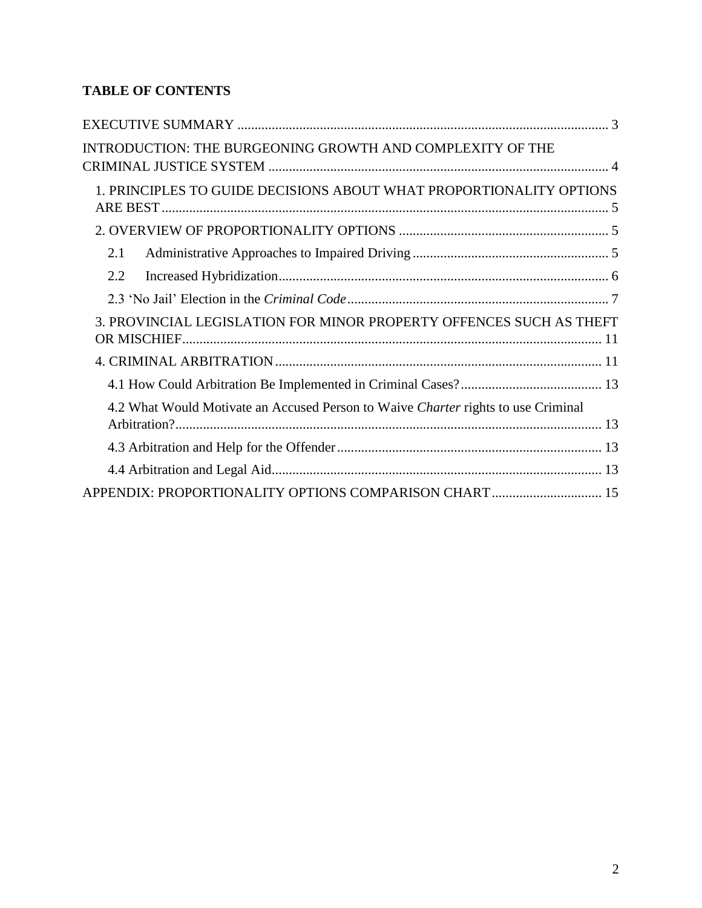**TABLE OF CONTENTS**

EXECUTIVE SUMMARY ... 3

INTRODUCTION: THE BURGEONING GROWTH AND COMPLEXITY OF THE CRIMINAL JUSTICE SYSTEM ... 4

- 1. PRINCIPLES TO GUIDE DECISIONS ABOUT WHAT PROPORTIONALITY OPTIONS ARE BEST ... 5
- 2. OVERVIEW OF PROPORTIONALITY OPTIONS ... 5
  - 2.1 Administrative Approaches to Impaired Driving ... 5
  - 2.2 Increased Hybridization ... 6
  - 2.3 'No Jail' Election in the *Criminal Code* ... 7
- 3. PROVINCIAL LEGISLATION FOR MINOR PROPERTY OFFENCES SUCH AS THEFT OR MISCHIEF ... 11
- 4. CRIMINAL ARBITRATION ... 11
  - 4.1 How Could Arbitration Be Implemented in Criminal Cases? ... 13
  - 4.2 What Would Motivate an Accused Person to Waive *Charter* rights to use Criminal Arbitration? ... 13
  - 4.3 Arbitration and Help for the Offender ... 13
  - 4.4 Arbitration and Legal Aid ... 13

APPENDIX: PROPORTIONALITY OPTIONS COMPARISON CHART ... 15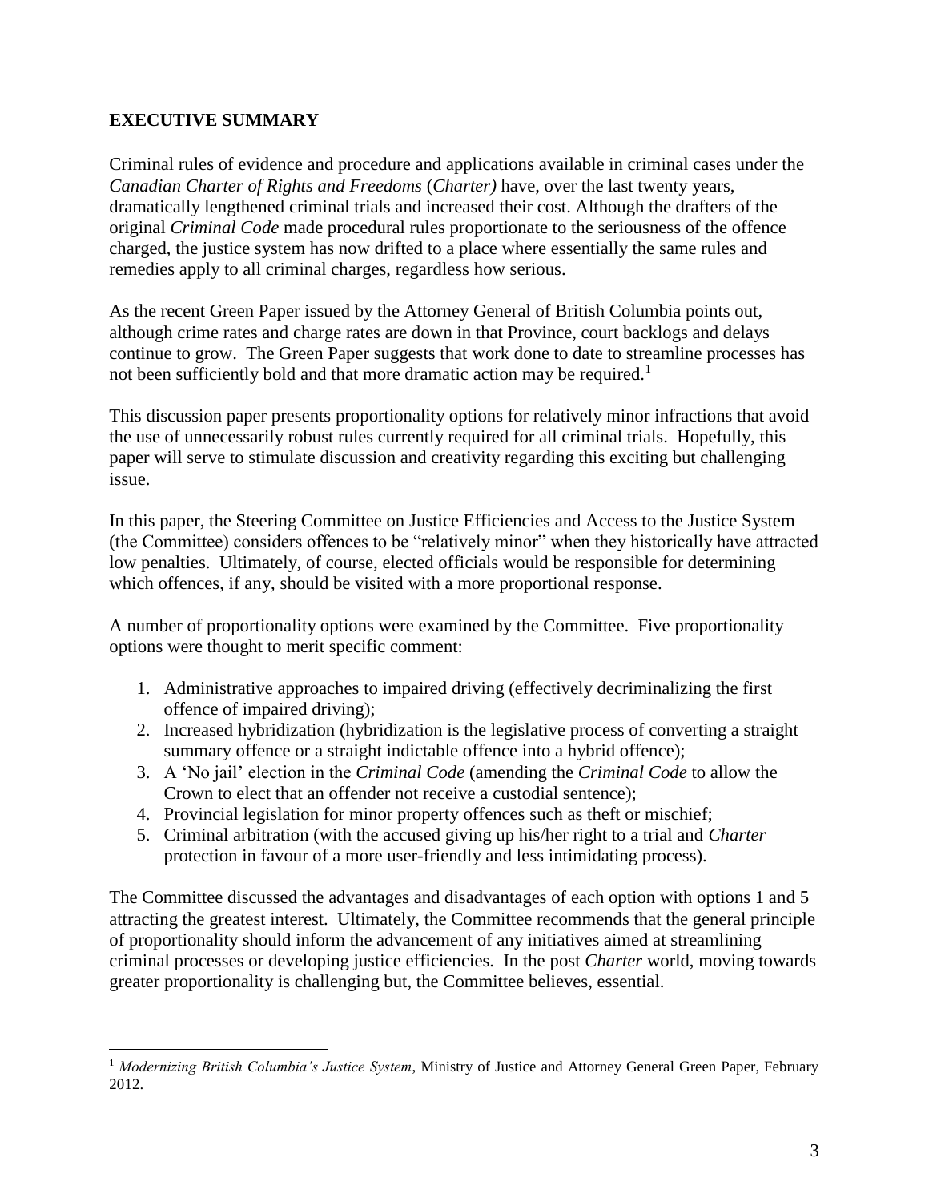## EXECUTIVE SUMMARY

Criminal rules of evidence and procedure and applications available in criminal cases under the *Canadian Charter of Rights and Freedoms* (*Charter)* have, over the last twenty years, dramatically lengthened criminal trials and increased their cost. Although the drafters of the original *Criminal Code* made procedural rules proportionate to the seriousness of the offence charged, the justice system has now drifted to a place where essentially the same rules and remedies apply to all criminal charges, regardless how serious.

As the recent Green Paper issued by the Attorney General of British Columbia points out, although crime rates and charge rates are down in that Province, court backlogs and delays continue to grow. The Green Paper suggests that work done to date to streamline processes has not been sufficiently bold and that more dramatic action may be required.[1]

This discussion paper presents proportionality options for relatively minor infractions that avoid the use of unnecessarily robust rules currently required for all criminal trials. Hopefully, this paper will serve to stimulate discussion and creativity regarding this exciting but challenging issue.

In this paper, the Steering Committee on Justice Efficiencies and Access to the Justice System (the Committee) considers offences to be "relatively minor" when they historically have attracted low penalties. Ultimately, of course, elected officials would be responsible for determining which offences, if any, should be visited with a more proportional response.

A number of proportionality options were examined by the Committee. Five proportionality options were thought to merit specific comment:

1. Administrative approaches to impaired driving (effectively decriminalizing the first offence of impaired driving);
2. Increased hybridization (hybridization is the legislative process of converting a straight summary offence or a straight indictable offence into a hybrid offence);
3. A 'No jail' election in the *Criminal Code* (amending the *Criminal Code* to allow the Crown to elect that an offender not receive a custodial sentence);
4. Provincial legislation for minor property offences such as theft or mischief;
5. Criminal arbitration (with the accused giving up his/her right to a trial and *Charter* protection in favour of a more user-friendly and less intimidating process).

The Committee discussed the advantages and disadvantages of each option with options 1 and 5 attracting the greatest interest. Ultimately, the Committee recommends that the general principle of proportionality should inform the advancement of any initiatives aimed at streamlining criminal processes or developing justice efficiencies. In the post *Charter* world, moving towards greater proportionality is challenging but, the Committee believes, essential.

---

[1] *Modernizing British Columbia's Justice System*, Ministry of Justice and Attorney General Green Paper, February 2012.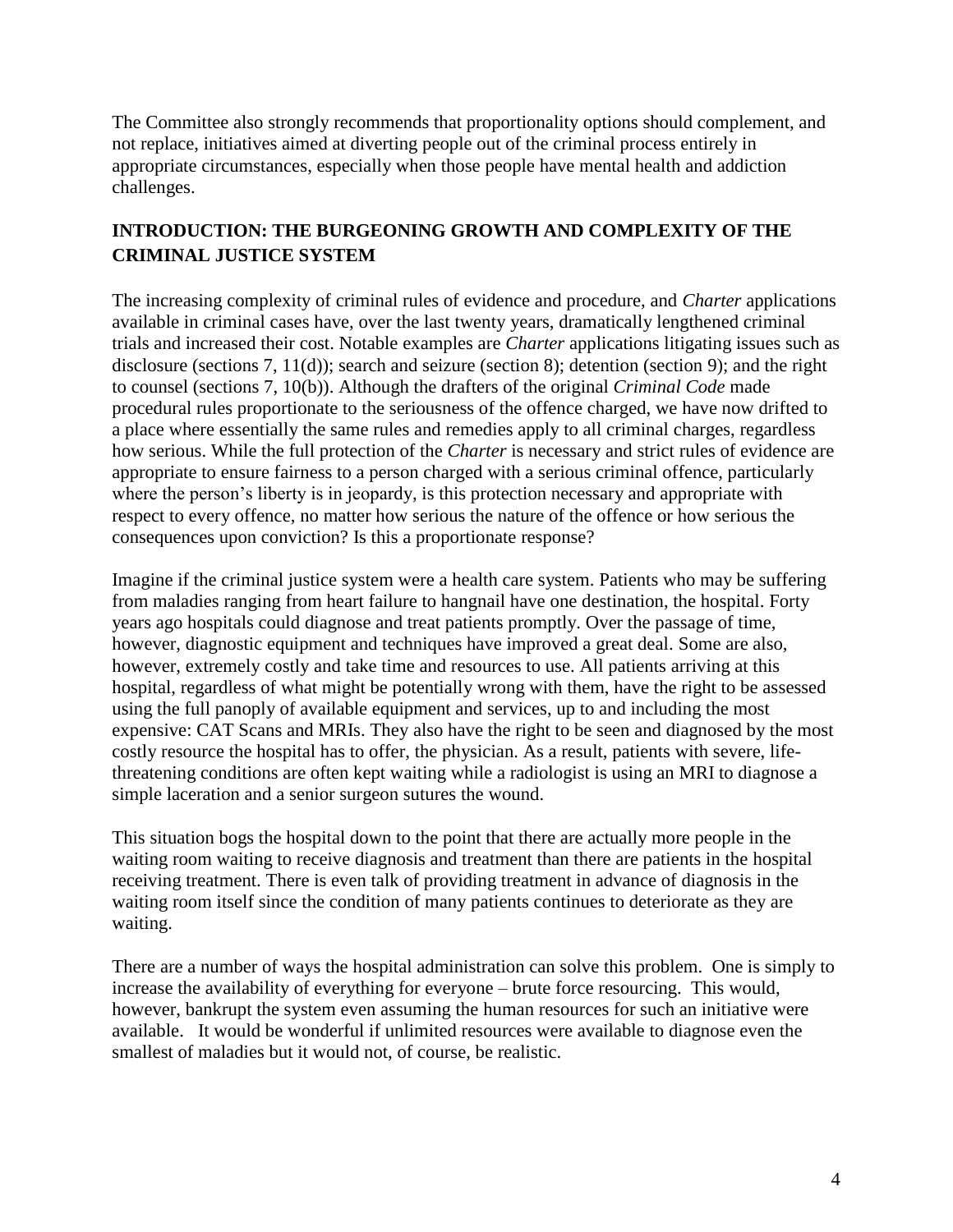The Committee also strongly recommends that proportionality options should complement, and not replace, initiatives aimed at diverting people out of the criminal process entirely in appropriate circumstances, especially when those people have mental health and addiction challenges.

## INTRODUCTION: THE BURGEONING GROWTH AND COMPLEXITY OF THE CRIMINAL JUSTICE SYSTEM

The increasing complexity of criminal rules of evidence and procedure, and *Charter* applications available in criminal cases have, over the last twenty years, dramatically lengthened criminal trials and increased their cost. Notable examples are *Charter* applications litigating issues such as disclosure (sections 7, 11(d)); search and seizure (section 8); detention (section 9); and the right to counsel (sections 7, 10(b)). Although the drafters of the original *Criminal Code* made procedural rules proportionate to the seriousness of the offence charged, we have now drifted to a place where essentially the same rules and remedies apply to all criminal charges, regardless how serious. While the full protection of the *Charter* is necessary and strict rules of evidence are appropriate to ensure fairness to a person charged with a serious criminal offence, particularly where the person's liberty is in jeopardy, is this protection necessary and appropriate with respect to every offence, no matter how serious the nature of the offence or how serious the consequences upon conviction? Is this a proportionate response?

Imagine if the criminal justice system were a health care system. Patients who may be suffering from maladies ranging from heart failure to hangnail have one destination, the hospital. Forty years ago hospitals could diagnose and treat patients promptly. Over the passage of time, however, diagnostic equipment and techniques have improved a great deal. Some are also, however, extremely costly and take time and resources to use. All patients arriving at this hospital, regardless of what might be potentially wrong with them, have the right to be assessed using the full panoply of available equipment and services, up to and including the most expensive: CAT Scans and MRIs. They also have the right to be seen and diagnosed by the most costly resource the hospital has to offer, the physician. As a result, patients with severe, life-threatening conditions are often kept waiting while a radiologist is using an MRI to diagnose a simple laceration and a senior surgeon sutures the wound.

This situation bogs the hospital down to the point that there are actually more people in the waiting room waiting to receive diagnosis and treatment than there are patients in the hospital receiving treatment. There is even talk of providing treatment in advance of diagnosis in the waiting room itself since the condition of many patients continues to deteriorate as they are waiting.

There are a number of ways the hospital administration can solve this problem. One is simply to increase the availability of everything for everyone – brute force resourcing. This would, however, bankrupt the system even assuming the human resources for such an initiative were available. It would be wonderful if unlimited resources were available to diagnose even the smallest of maladies but it would not, of course, be realistic.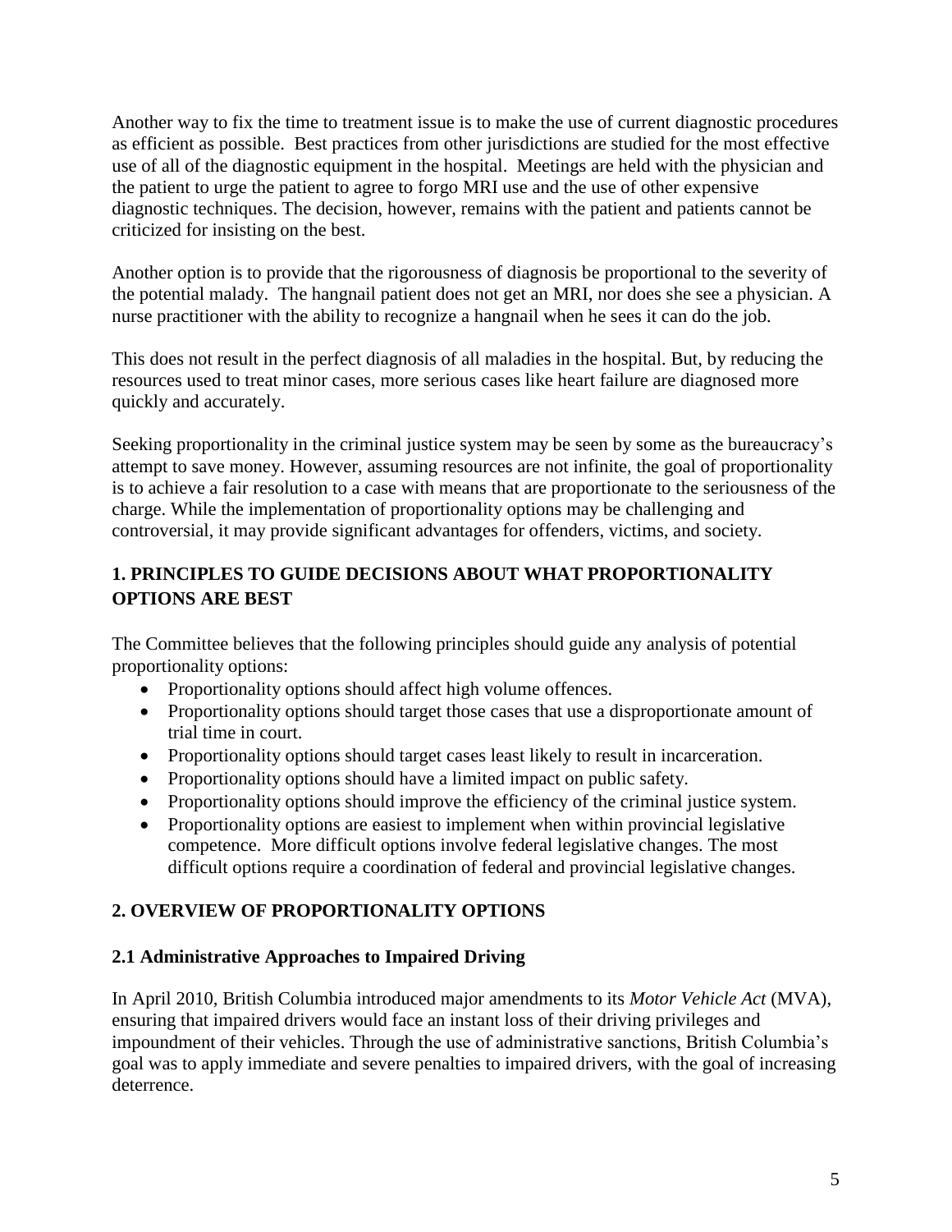Another way to fix the time to treatment issue is to make the use of current diagnostic procedures as efficient as possible. Best practices from other jurisdictions are studied for the most effective use of all of the diagnostic equipment in the hospital. Meetings are held with the physician and the patient to urge the patient to agree to forgo MRI use and the use of other expensive diagnostic techniques. The decision, however, remains with the patient and patients cannot be criticized for insisting on the best.

Another option is to provide that the rigorousness of diagnosis be proportional to the severity of the potential malady. The hangnail patient does not get an MRI, nor does she see a physician. A nurse practitioner with the ability to recognize a hangnail when he sees it can do the job.

This does not result in the perfect diagnosis of all maladies in the hospital. But, by reducing the resources used to treat minor cases, more serious cases like heart failure are diagnosed more quickly and accurately.

Seeking proportionality in the criminal justice system may be seen by some as the bureaucracy's attempt to save money. However, assuming resources are not infinite, the goal of proportionality is to achieve a fair resolution to a case with means that are proportionate to the seriousness of the charge. While the implementation of proportionality options may be challenging and controversial, it may provide significant advantages for offenders, victims, and society.

## 1. PRINCIPLES TO GUIDE DECISIONS ABOUT WHAT PROPORTIONALITY OPTIONS ARE BEST

The Committee believes that the following principles should guide any analysis of potential proportionality options:

- Proportionality options should affect high volume offences.
- Proportionality options should target those cases that use a disproportionate amount of trial time in court.
- Proportionality options should target cases least likely to result in incarceration.
- Proportionality options should have a limited impact on public safety.
- Proportionality options should improve the efficiency of the criminal justice system.
- Proportionality options are easiest to implement when within provincial legislative competence. More difficult options involve federal legislative changes. The most difficult options require a coordination of federal and provincial legislative changes.

## 2. OVERVIEW OF PROPORTIONALITY OPTIONS

### 2.1 Administrative Approaches to Impaired Driving

In April 2010, British Columbia introduced major amendments to its *Motor Vehicle Act* (MVA), ensuring that impaired drivers would face an instant loss of their driving privileges and impoundment of their vehicles. Through the use of administrative sanctions, British Columbia's goal was to apply immediate and severe penalties to impaired drivers, with the goal of increasing deterrence.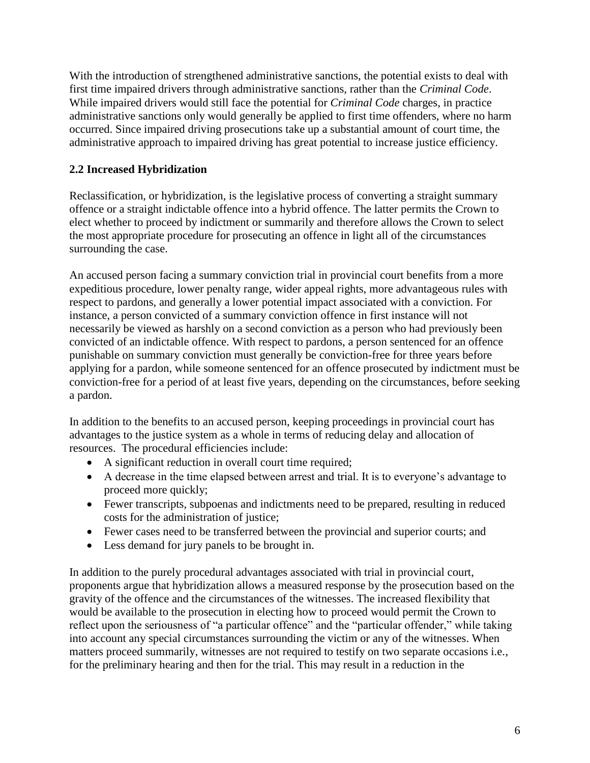With the introduction of strengthened administrative sanctions, the potential exists to deal with first time impaired drivers through administrative sanctions, rather than the *Criminal Code*. While impaired drivers would still face the potential for *Criminal Code* charges, in practice administrative sanctions only would generally be applied to first time offenders, where no harm occurred. Since impaired driving prosecutions take up a substantial amount of court time, the administrative approach to impaired driving has great potential to increase justice efficiency.

### 2.2 Increased Hybridization

Reclassification, or hybridization, is the legislative process of converting a straight summary offence or a straight indictable offence into a hybrid offence. The latter permits the Crown to elect whether to proceed by indictment or summarily and therefore allows the Crown to select the most appropriate procedure for prosecuting an offence in light all of the circumstances surrounding the case.

An accused person facing a summary conviction trial in provincial court benefits from a more expeditious procedure, lower penalty range, wider appeal rights, more advantageous rules with respect to pardons, and generally a lower potential impact associated with a conviction. For instance, a person convicted of a summary conviction offence in first instance will not necessarily be viewed as harshly on a second conviction as a person who had previously been convicted of an indictable offence. With respect to pardons, a person sentenced for an offence punishable on summary conviction must generally be conviction-free for three years before applying for a pardon, while someone sentenced for an offence prosecuted by indictment must be conviction-free for a period of at least five years, depending on the circumstances, before seeking a pardon.

In addition to the benefits to an accused person, keeping proceedings in provincial court has advantages to the justice system as a whole in terms of reducing delay and allocation of resources. The procedural efficiencies include:

- A significant reduction in overall court time required;
- A decrease in the time elapsed between arrest and trial. It is to everyone's advantage to proceed more quickly;
- Fewer transcripts, subpoenas and indictments need to be prepared, resulting in reduced costs for the administration of justice;
- Fewer cases need to be transferred between the provincial and superior courts; and
- Less demand for jury panels to be brought in.

In addition to the purely procedural advantages associated with trial in provincial court, proponents argue that hybridization allows a measured response by the prosecution based on the gravity of the offence and the circumstances of the witnesses. The increased flexibility that would be available to the prosecution in electing how to proceed would permit the Crown to reflect upon the seriousness of "a particular offence" and the "particular offender," while taking into account any special circumstances surrounding the victim or any of the witnesses. When matters proceed summarily, witnesses are not required to testify on two separate occasions i.e., for the preliminary hearing and then for the trial. This may result in a reduction in the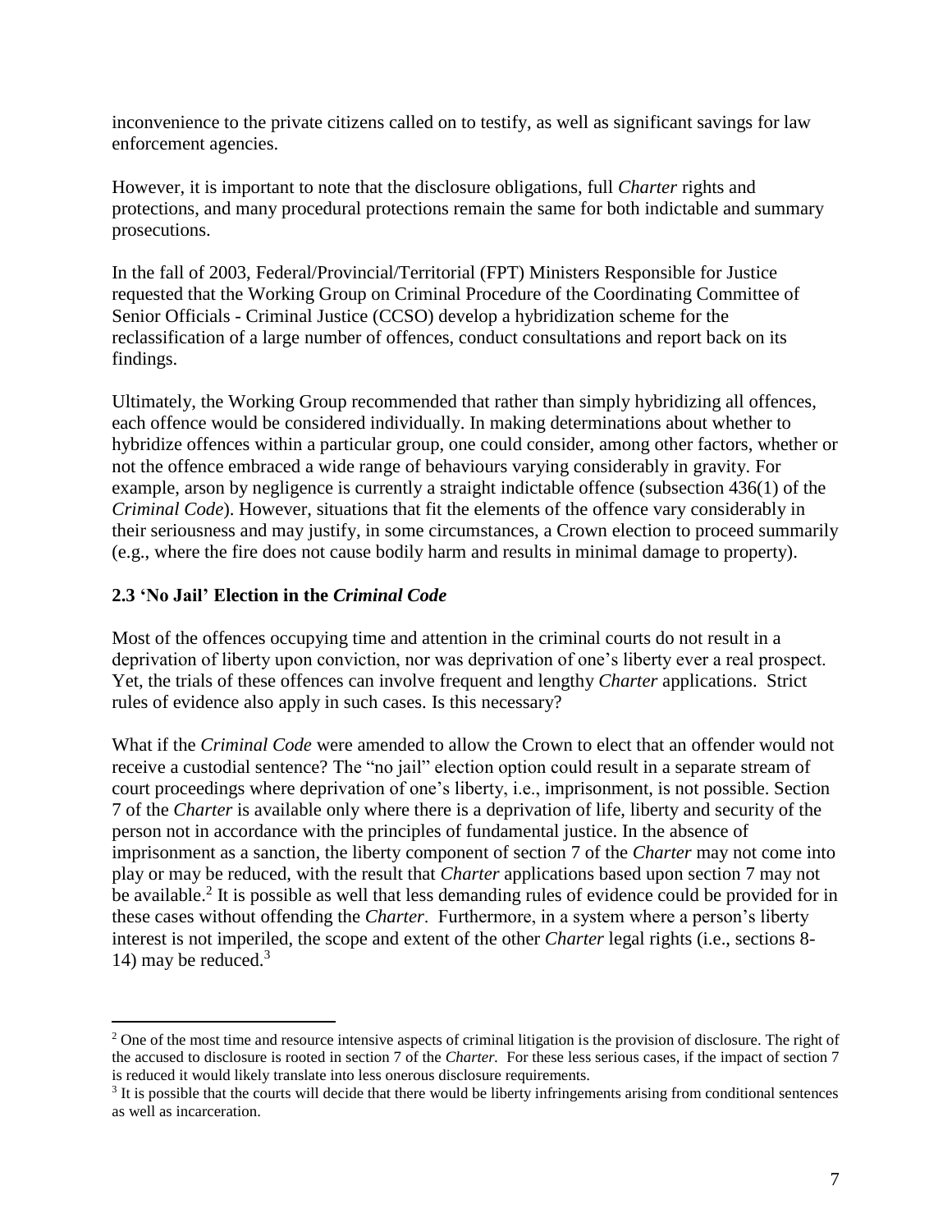inconvenience to the private citizens called on to testify, as well as significant savings for law enforcement agencies.

However, it is important to note that the disclosure obligations, full *Charter* rights and protections, and many procedural protections remain the same for both indictable and summary prosecutions.

In the fall of 2003, Federal/Provincial/Territorial (FPT) Ministers Responsible for Justice requested that the Working Group on Criminal Procedure of the Coordinating Committee of Senior Officials - Criminal Justice (CCSO) develop a hybridization scheme for the reclassification of a large number of offences, conduct consultations and report back on its findings.

Ultimately, the Working Group recommended that rather than simply hybridizing all offences, each offence would be considered individually. In making determinations about whether to hybridize offences within a particular group, one could consider, among other factors, whether or not the offence embraced a wide range of behaviours varying considerably in gravity. For example, arson by negligence is currently a straight indictable offence (subsection 436(1) of the *Criminal Code*). However, situations that fit the elements of the offence vary considerably in their seriousness and may justify, in some circumstances, a Crown election to proceed summarily (e.g., where the fire does not cause bodily harm and results in minimal damage to property).

### 2.3 'No Jail' Election in the *Criminal Code*

Most of the offences occupying time and attention in the criminal courts do not result in a deprivation of liberty upon conviction, nor was deprivation of one's liberty ever a real prospect. Yet, the trials of these offences can involve frequent and lengthy *Charter* applications. Strict rules of evidence also apply in such cases. Is this necessary?

What if the *Criminal Code* were amended to allow the Crown to elect that an offender would not receive a custodial sentence? The "no jail" election option could result in a separate stream of court proceedings where deprivation of one's liberty, i.e., imprisonment, is not possible. Section 7 of the *Charter* is available only where there is a deprivation of life, liberty and security of the person not in accordance with the principles of fundamental justice. In the absence of imprisonment as a sanction, the liberty component of section 7 of the *Charter* may not come into play or may be reduced, with the result that *Charter* applications based upon section 7 may not be available.[2] It is possible as well that less demanding rules of evidence could be provided for in these cases without offending the *Charter*. Furthermore, in a system where a person's liberty interest is not imperiled, the scope and extent of the other *Charter* legal rights (i.e., sections 8-14) may be reduced.[3]

---

[2] One of the most time and resource intensive aspects of criminal litigation is the provision of disclosure. The right of the accused to disclosure is rooted in section 7 of the *Charter.* For these less serious cases, if the impact of section 7 is reduced it would likely translate into less onerous disclosure requirements.

[3] It is possible that the courts will decide that there would be liberty infringements arising from conditional sentences as well as incarceration.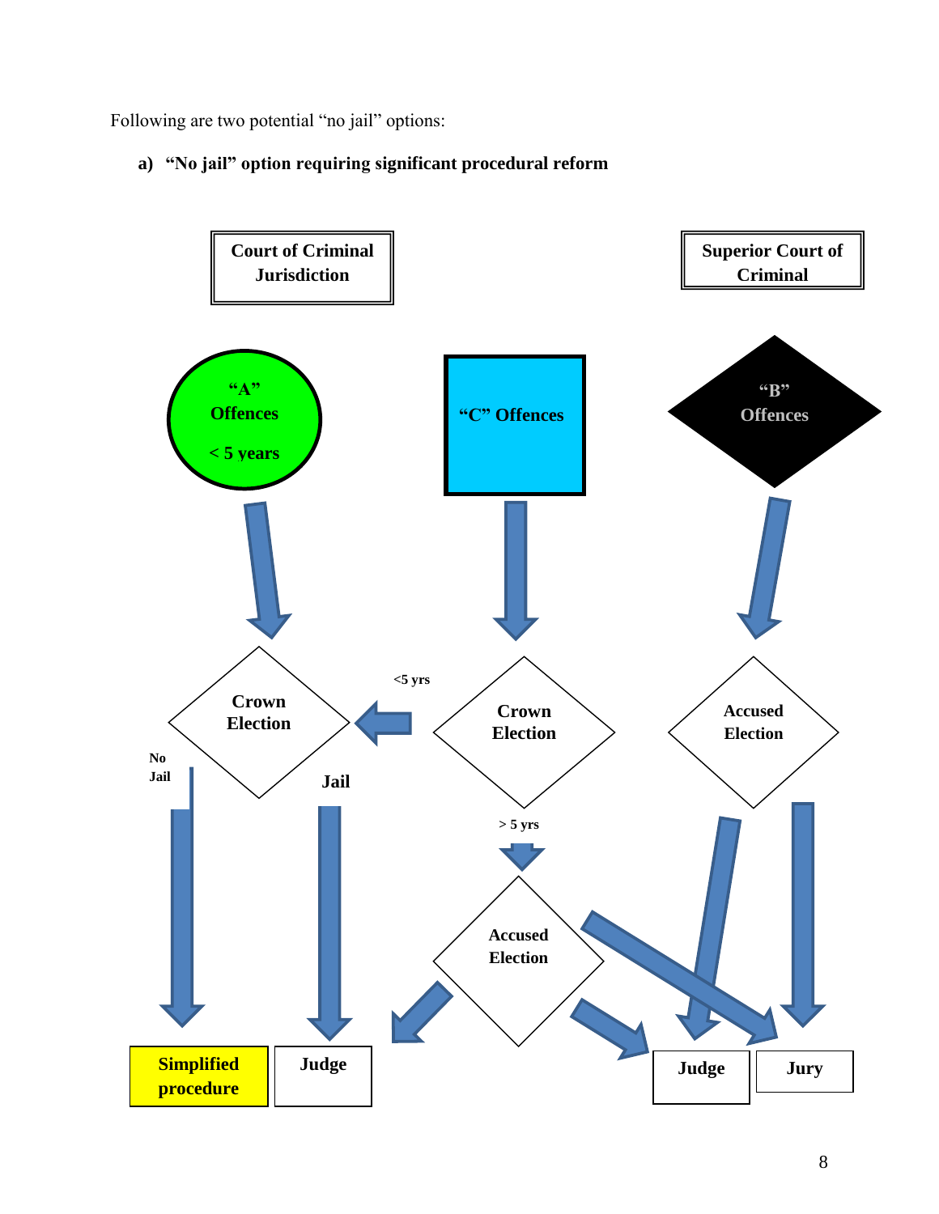Following are two potential "no jail" options:

a) **"No jail" option requiring significant procedural reform**

**Court of Criminal Jurisdiction**

**Superior Court of Criminal**

**"A" Offences**

**< 5 years**

**"C" Offences**

**"B" Offences**

**Crown Election**

**<5 yrs**

**Crown Election**

**Accused Election**

**No Jail**

**Jail**

**> 5 yrs**

**Accused Election**

**Simplified procedure**

**Judge**

**Judge**

**Jury**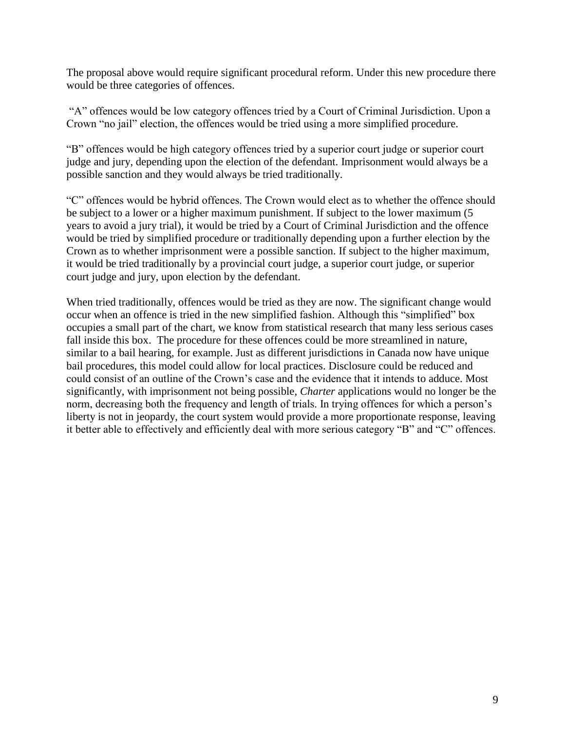The proposal above would require significant procedural reform. Under this new procedure there would be three categories of offences.

"A" offences would be low category offences tried by a Court of Criminal Jurisdiction. Upon a Crown "no jail" election, the offences would be tried using a more simplified procedure.

"B" offences would be high category offences tried by a superior court judge or superior court judge and jury, depending upon the election of the defendant. Imprisonment would always be a possible sanction and they would always be tried traditionally.

"C" offences would be hybrid offences. The Crown would elect as to whether the offence should be subject to a lower or a higher maximum punishment. If subject to the lower maximum (5 years to avoid a jury trial), it would be tried by a Court of Criminal Jurisdiction and the offence would be tried by simplified procedure or traditionally depending upon a further election by the Crown as to whether imprisonment were a possible sanction. If subject to the higher maximum, it would be tried traditionally by a provincial court judge, a superior court judge, or superior court judge and jury, upon election by the defendant.

When tried traditionally, offences would be tried as they are now. The significant change would occur when an offence is tried in the new simplified fashion. Although this "simplified" box occupies a small part of the chart, we know from statistical research that many less serious cases fall inside this box. The procedure for these offences could be more streamlined in nature, similar to a bail hearing, for example. Just as different jurisdictions in Canada now have unique bail procedures, this model could allow for local practices. Disclosure could be reduced and could consist of an outline of the Crown's case and the evidence that it intends to adduce. Most significantly, with imprisonment not being possible, *Charter* applications would no longer be the norm, decreasing both the frequency and length of trials. In trying offences for which a person's liberty is not in jeopardy, the court system would provide a more proportionate response, leaving it better able to effectively and efficiently deal with more serious category "B" and "C" offences.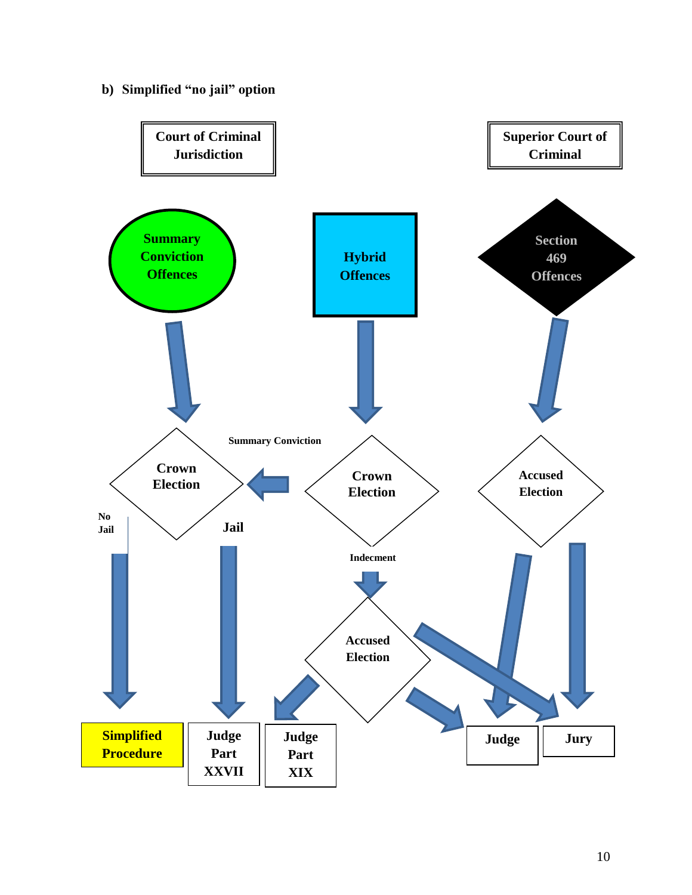**b) Simplified "no jail" option**

Court of Criminal Jurisdiction

Superior Court of Criminal

Summary Conviction Offences

Hybrid Offences

Section 469 Offences

Summary Conviction

Crown Election

Crown Election

Accused Election

No Jail

Jail

Indecment

Accused Election

Simplified Procedure

Judge Part XXVII

Judge Part XIX

Judge

Jury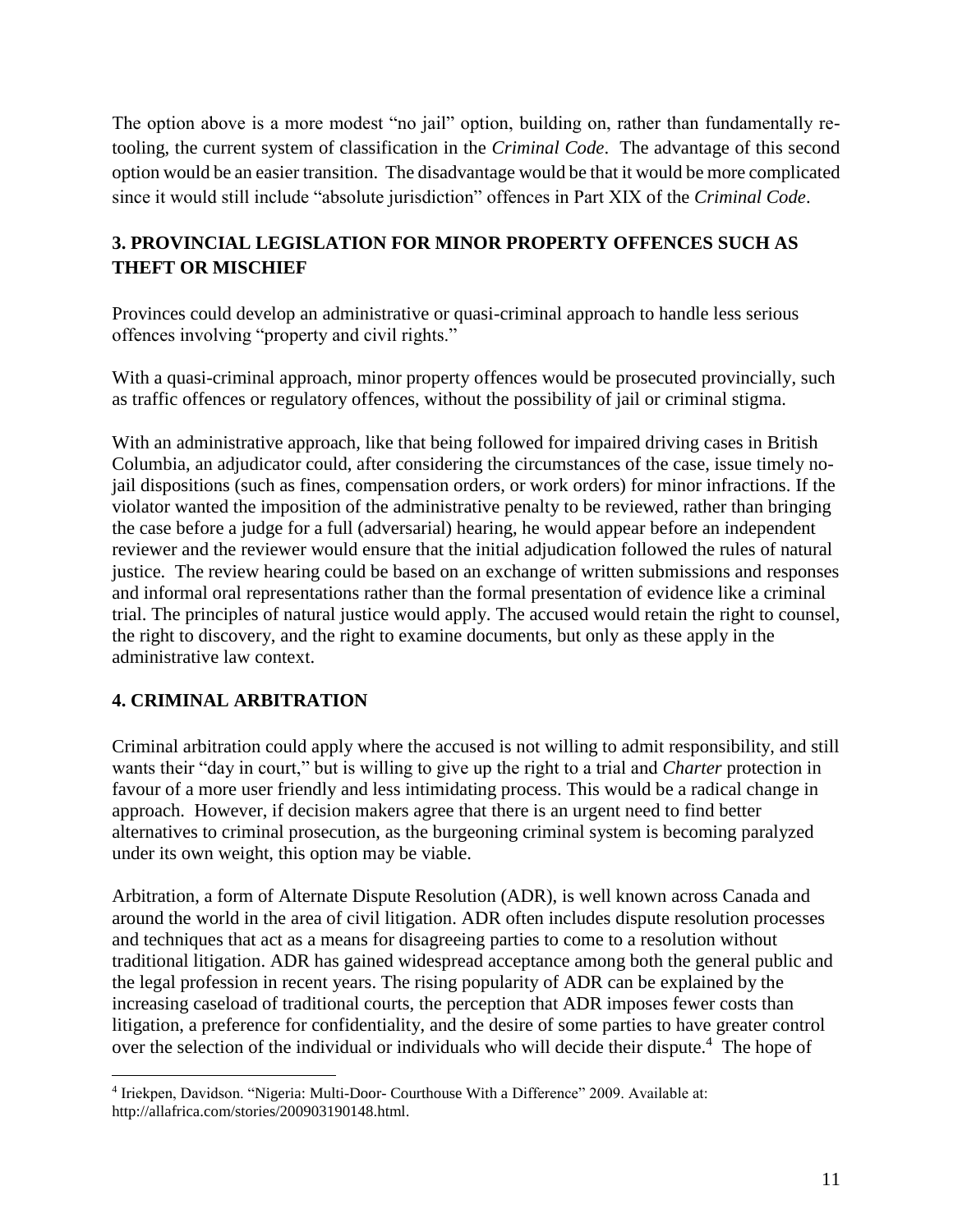The option above is a more modest "no jail" option, building on, rather than fundamentally re-tooling, the current system of classification in the *Criminal Code*. The advantage of this second option would be an easier transition. The disadvantage would be that it would be more complicated since it would still include "absolute jurisdiction" offences in Part XIX of the *Criminal Code*.

## 3. PROVINCIAL LEGISLATION FOR MINOR PROPERTY OFFENCES SUCH AS THEFT OR MISCHIEF

Provinces could develop an administrative or quasi-criminal approach to handle less serious offences involving "property and civil rights."

With a quasi-criminal approach, minor property offences would be prosecuted provincially, such as traffic offences or regulatory offences, without the possibility of jail or criminal stigma.

With an administrative approach, like that being followed for impaired driving cases in British Columbia, an adjudicator could, after considering the circumstances of the case, issue timely no-jail dispositions (such as fines, compensation orders, or work orders) for minor infractions. If the violator wanted the imposition of the administrative penalty to be reviewed, rather than bringing the case before a judge for a full (adversarial) hearing, he would appear before an independent reviewer and the reviewer would ensure that the initial adjudication followed the rules of natural justice. The review hearing could be based on an exchange of written submissions and responses and informal oral representations rather than the formal presentation of evidence like a criminal trial. The principles of natural justice would apply. The accused would retain the right to counsel, the right to discovery, and the right to examine documents, but only as these apply in the administrative law context.

## 4. CRIMINAL ARBITRATION

Criminal arbitration could apply where the accused is not willing to admit responsibility, and still wants their "day in court," but is willing to give up the right to a trial and *Charter* protection in favour of a more user friendly and less intimidating process. This would be a radical change in approach. However, if decision makers agree that there is an urgent need to find better alternatives to criminal prosecution, as the burgeoning criminal system is becoming paralyzed under its own weight, this option may be viable.

Arbitration, a form of Alternate Dispute Resolution (ADR), is well known across Canada and around the world in the area of civil litigation. ADR often includes dispute resolution processes and techniques that act as a means for disagreeing parties to come to a resolution without traditional litigation. ADR has gained widespread acceptance among both the general public and the legal profession in recent years. The rising popularity of ADR can be explained by the increasing caseload of traditional courts, the perception that ADR imposes fewer costs than litigation, a preference for confidentiality, and the desire of some parties to have greater control over the selection of the individual or individuals who will decide their dispute.[4] The hope of

[4] Iriekpen, Davidson. "Nigeria: Multi-Door- Courthouse With a Difference" 2009. Available at: http://allafrica.com/stories/200903190148.html.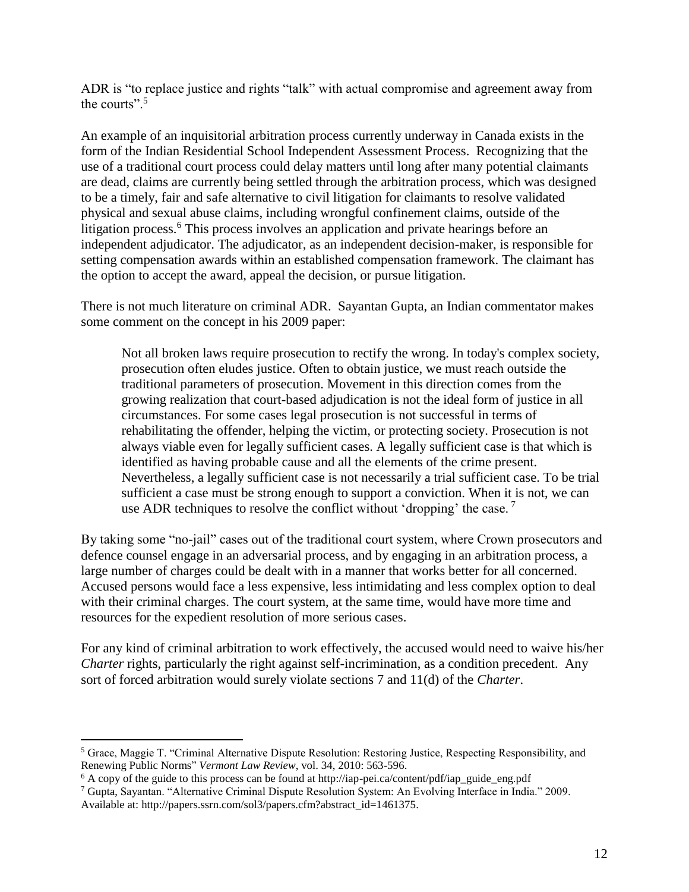ADR is "to replace justice and rights "talk" with actual compromise and agreement away from the courts".[5]

An example of an inquisitorial arbitration process currently underway in Canada exists in the form of the Indian Residential School Independent Assessment Process. Recognizing that the use of a traditional court process could delay matters until long after many potential claimants are dead, claims are currently being settled through the arbitration process, which was designed to be a timely, fair and safe alternative to civil litigation for claimants to resolve validated physical and sexual abuse claims, including wrongful confinement claims, outside of the litigation process.[6] This process involves an application and private hearings before an independent adjudicator. The adjudicator, as an independent decision-maker, is responsible for setting compensation awards within an established compensation framework. The claimant has the option to accept the award, appeal the decision, or pursue litigation.

There is not much literature on criminal ADR. Sayantan Gupta, an Indian commentator makes some comment on the concept in his 2009 paper:

> Not all broken laws require prosecution to rectify the wrong. In today's complex society, prosecution often eludes justice. Often to obtain justice, we must reach outside the traditional parameters of prosecution. Movement in this direction comes from the growing realization that court-based adjudication is not the ideal form of justice in all circumstances. For some cases legal prosecution is not successful in terms of rehabilitating the offender, helping the victim, or protecting society. Prosecution is not always viable even for legally sufficient cases. A legally sufficient case is that which is identified as having probable cause and all the elements of the crime present. Nevertheless, a legally sufficient case is not necessarily a trial sufficient case. To be trial sufficient a case must be strong enough to support a conviction. When it is not, we can use ADR techniques to resolve the conflict without 'dropping' the case.[7]

By taking some "no-jail" cases out of the traditional court system, where Crown prosecutors and defence counsel engage in an adversarial process, and by engaging in an arbitration process, a large number of charges could be dealt with in a manner that works better for all concerned. Accused persons would face a less expensive, less intimidating and less complex option to deal with their criminal charges. The court system, at the same time, would have more time and resources for the expedient resolution of more serious cases.

For any kind of criminal arbitration to work effectively, the accused would need to waive his/her *Charter* rights, particularly the right against self-incrimination, as a condition precedent. Any sort of forced arbitration would surely violate sections 7 and 11(d) of the *Charter*.

---

[5] Grace, Maggie T. "Criminal Alternative Dispute Resolution: Restoring Justice, Respecting Responsibility, and Renewing Public Norms" *Vermont Law Review*, vol. 34, 2010: 563-596.

[6] A copy of the guide to this process can be found at http://iap-pei.ca/content/pdf/iap_guide_eng.pdf

[7] Gupta, Sayantan. "Alternative Criminal Dispute Resolution System: An Evolving Interface in India." 2009. Available at: http://papers.ssrn.com/sol3/papers.cfm?abstract_id=1461375.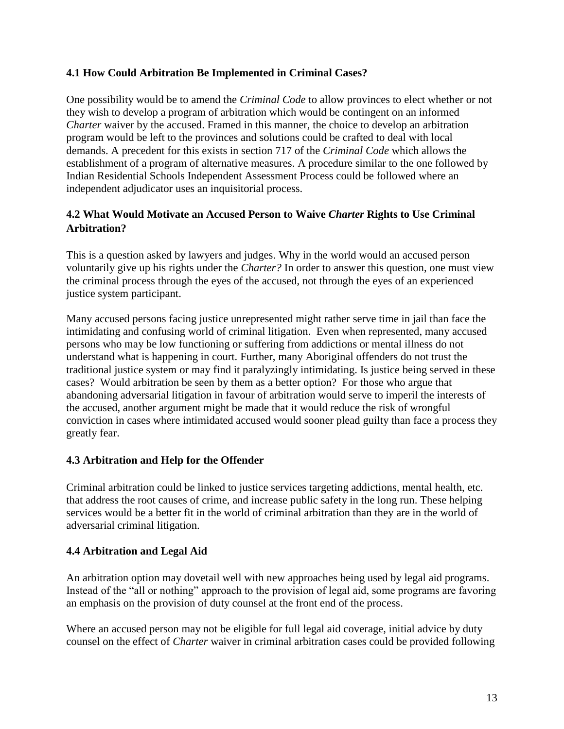### 4.1 How Could Arbitration Be Implemented in Criminal Cases?

One possibility would be to amend the *Criminal Code* to allow provinces to elect whether or not they wish to develop a program of arbitration which would be contingent on an informed *Charter* waiver by the accused. Framed in this manner, the choice to develop an arbitration program would be left to the provinces and solutions could be crafted to deal with local demands. A precedent for this exists in section 717 of the *Criminal Code* which allows the establishment of a program of alternative measures. A procedure similar to the one followed by Indian Residential Schools Independent Assessment Process could be followed where an independent adjudicator uses an inquisitorial process.

### 4.2 What Would Motivate an Accused Person to Waive *Charter* Rights to Use Criminal Arbitration?

This is a question asked by lawyers and judges. Why in the world would an accused person voluntarily give up his rights under the *Charter?* In order to answer this question, one must view the criminal process through the eyes of the accused, not through the eyes of an experienced justice system participant.

Many accused persons facing justice unrepresented might rather serve time in jail than face the intimidating and confusing world of criminal litigation. Even when represented, many accused persons who may be low functioning or suffering from addictions or mental illness do not understand what is happening in court. Further, many Aboriginal offenders do not trust the traditional justice system or may find it paralyzingly intimidating. Is justice being served in these cases? Would arbitration be seen by them as a better option? For those who argue that abandoning adversarial litigation in favour of arbitration would serve to imperil the interests of the accused, another argument might be made that it would reduce the risk of wrongful conviction in cases where intimidated accused would sooner plead guilty than face a process they greatly fear.

### 4.3 Arbitration and Help for the Offender

Criminal arbitration could be linked to justice services targeting addictions, mental health, etc. that address the root causes of crime, and increase public safety in the long run. These helping services would be a better fit in the world of criminal arbitration than they are in the world of adversarial criminal litigation.

### 4.4 Arbitration and Legal Aid

An arbitration option may dovetail well with new approaches being used by legal aid programs. Instead of the "all or nothing" approach to the provision of legal aid, some programs are favoring an emphasis on the provision of duty counsel at the front end of the process.

Where an accused person may not be eligible for full legal aid coverage, initial advice by duty counsel on the effect of *Charter* waiver in criminal arbitration cases could be provided following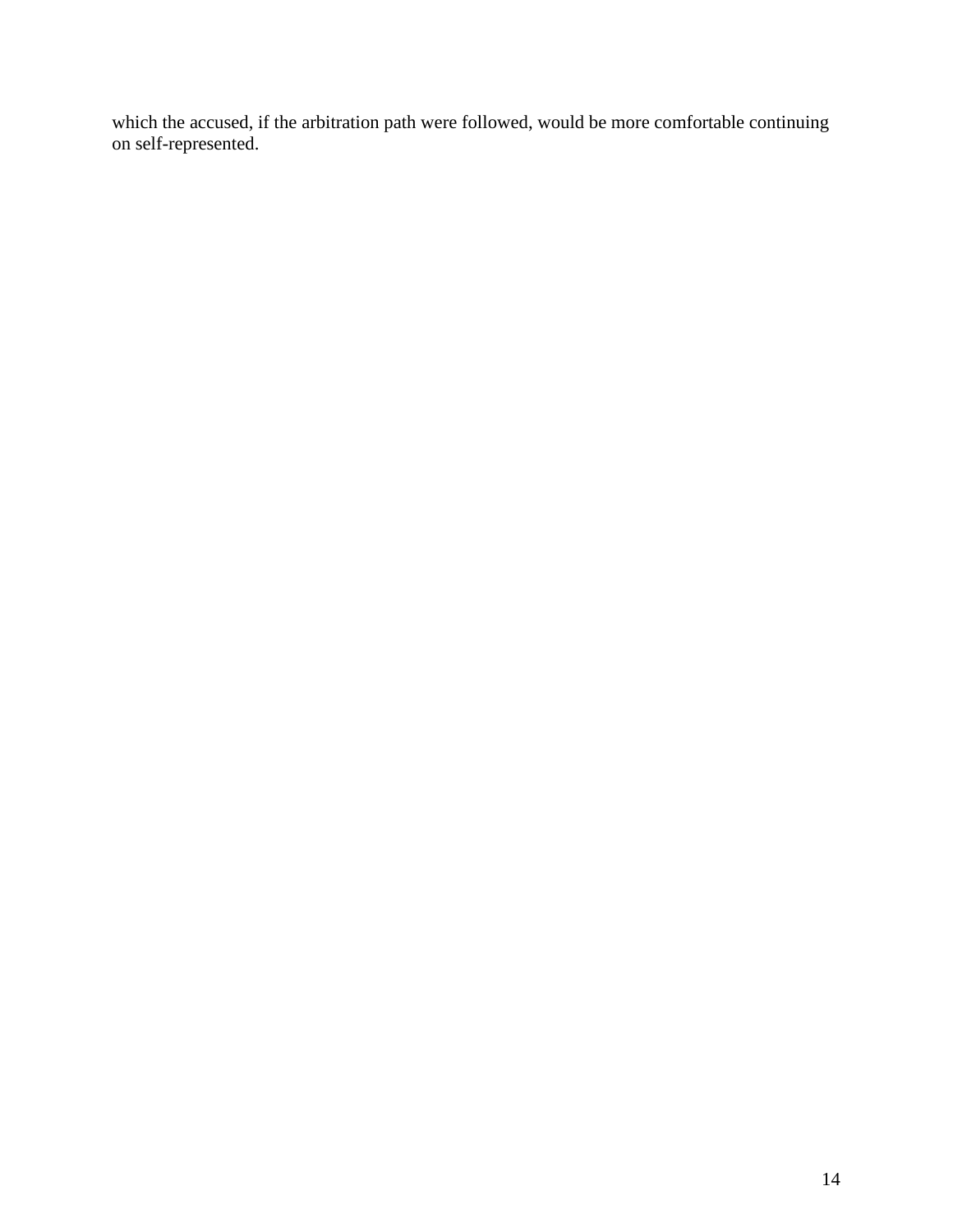which the accused, if the arbitration path were followed, would be more comfortable continuing on self-represented.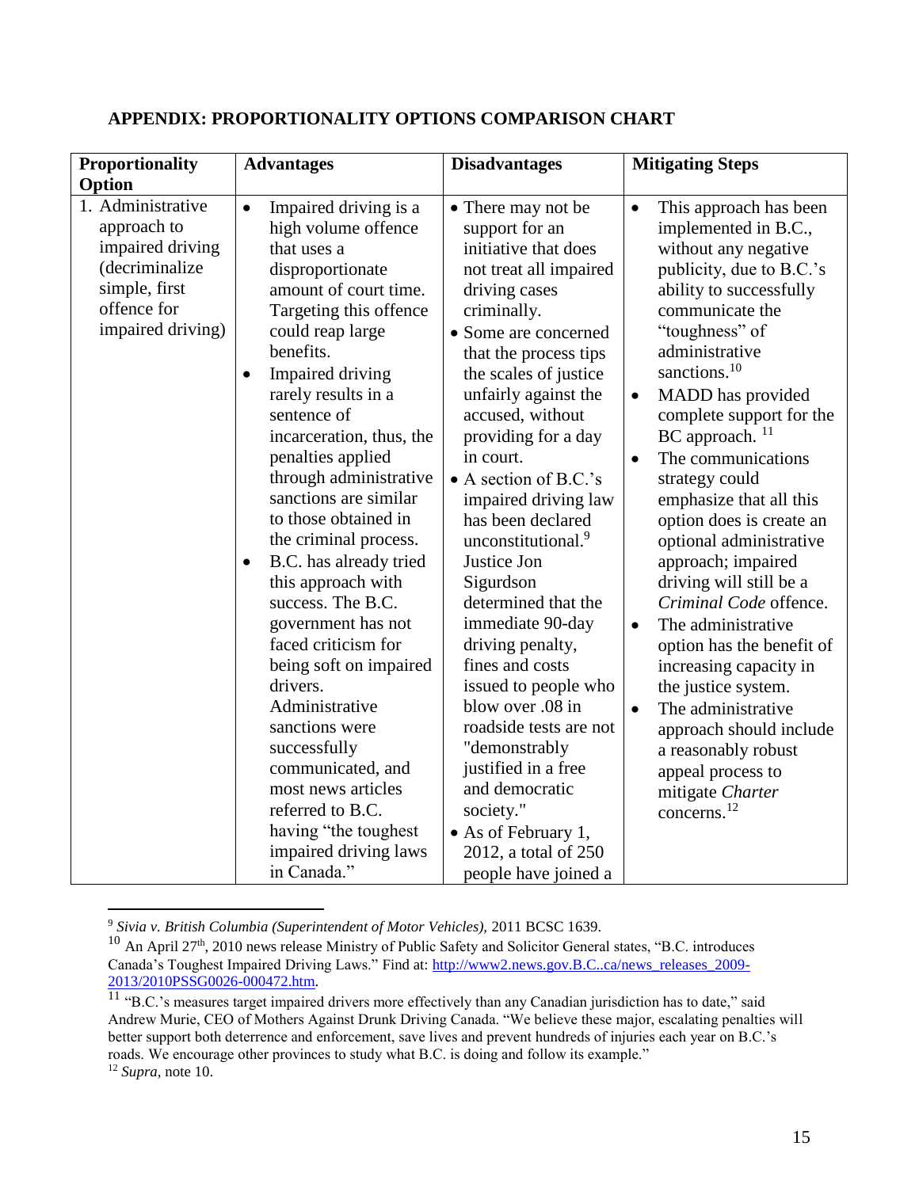## APPENDIX: PROPORTIONALITY OPTIONS COMPARISON CHART

| Proportionality Option | Advantages | Disadvantages | Mitigating Steps |
|---|---|---|---|
| 1. Administrative approach to impaired driving (decriminalize simple, first offence for impaired driving) | • Impaired driving is a high volume offence that uses a disproportionate amount of court time. Targeting this offence could reap large benefits.<br>• Impaired driving rarely results in a sentence of incarceration, thus, the penalties applied through administrative sanctions are similar to those obtained in the criminal process.<br>• B.C. has already tried this approach with success. The B.C. government has not faced criticism for being soft on impaired drivers. Administrative sanctions were successfully communicated, and most news articles referred to B.C. having "the toughest impaired driving laws in Canada." | • There may not be support for an initiative that does not treat all impaired driving cases criminally.<br>• Some are concerned that the process tips the scales of justice unfairly against the accused, without providing for a day in court.<br>• A section of B.C.'s impaired driving law has been declared unconstitutional.[9] Justice Jon Sigurdson determined that the immediate 90-day driving penalty, fines and costs issued to people who blow over .08 in roadside tests are not "demonstrably justified in a free and democratic society."<br>• As of February 1, 2012, a total of 250 people have joined a | • This approach has been implemented in B.C., without any negative publicity, due to B.C.'s ability to successfully communicate the "toughness" of administrative sanctions.[10]<br>• MADD has provided complete support for the BC approach. [11]<br>• The communications strategy could emphasize that all this option does is create an optional administrative approach; impaired driving will still be a *Criminal Code* offence.<br>• The administrative option has the benefit of increasing capacity in the justice system.<br>• The administrative approach should include a reasonably robust appeal process to mitigate *Charter* concerns.[12] |

[9] *Sivia v. British Columbia (Superintendent of Motor Vehicles)*, 2011 BCSC 1639.

[10] An April 27th, 2010 news release Ministry of Public Safety and Solicitor General states, "B.C. introduces Canada's Toughest Impaired Driving Laws." Find at: http://www2.news.gov.B.C..ca/news_releases_2009-2013/2010PSSG0026-000472.htm.

[11] "B.C.'s measures target impaired drivers more effectively than any Canadian jurisdiction has to date," said Andrew Murie, CEO of Mothers Against Drunk Driving Canada. "We believe these major, escalating penalties will better support both deterrence and enforcement, save lives and prevent hundreds of injuries each year on B.C.'s roads. We encourage other provinces to study what B.C. is doing and follow its example."

[12] *Supra*, note 10.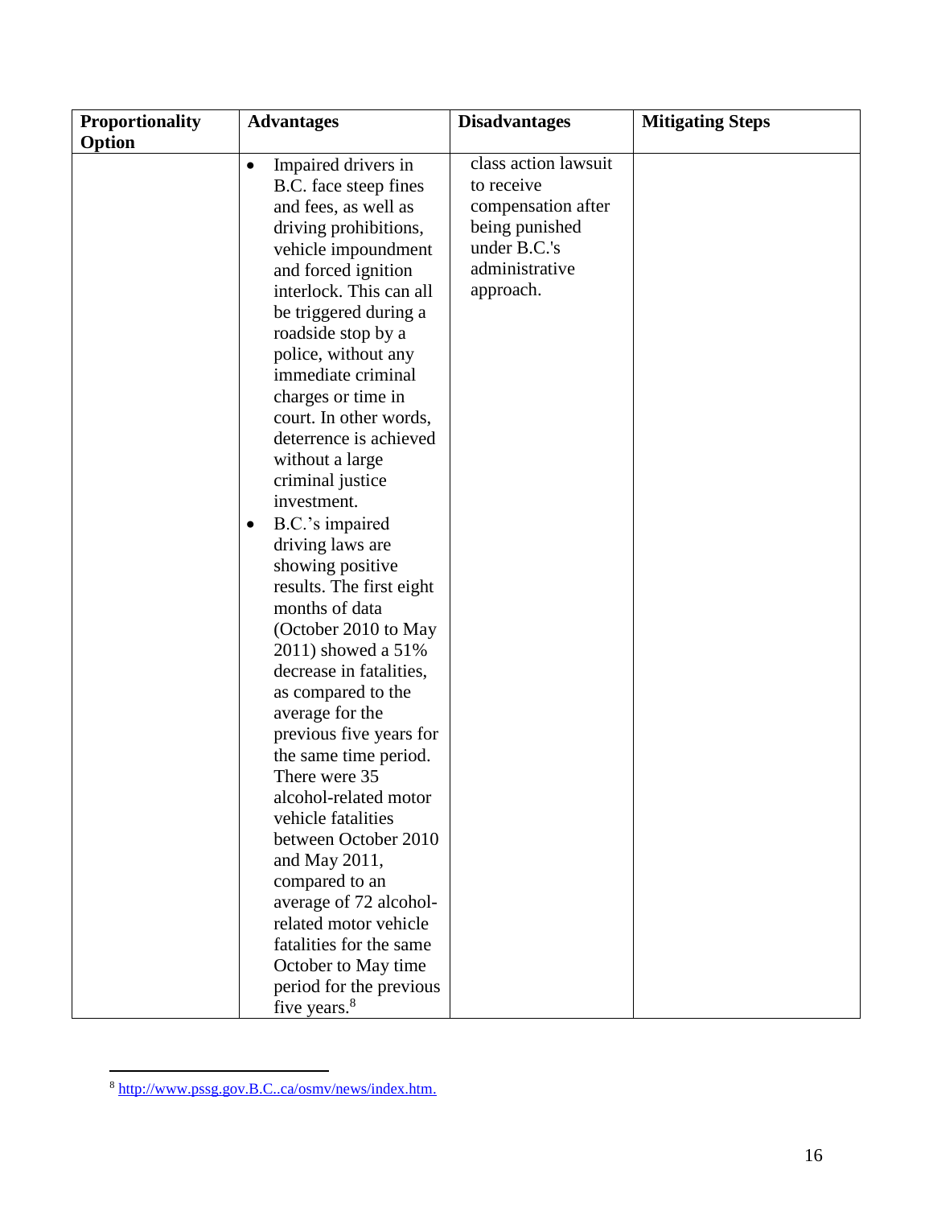| Proportionality Option | Advantages | Disadvantages | Mitigating Steps |
|---|---|---|---|
| | • Impaired drivers in B.C. face steep fines and fees, as well as driving prohibitions, vehicle impoundment and forced ignition interlock. This can all be triggered during a roadside stop by a police, without any immediate criminal charges or time in court. In other words, deterrence is achieved without a large criminal justice investment.<br>• B.C.'s impaired driving laws are showing positive results. The first eight months of data (October 2010 to May 2011) showed a 51% decrease in fatalities, as compared to the average for the previous five years for the same time period. There were 35 alcohol-related motor vehicle fatalities between October 2010 and May 2011, compared to an average of 72 alcohol-related motor vehicle fatalities for the same October to May time period for the previous five years.[8] | class action lawsuit to receive compensation after being punished under B.C.'s administrative approach. | |

[8] http://www.pssg.gov.B.C..ca/osmv/news/index.htm.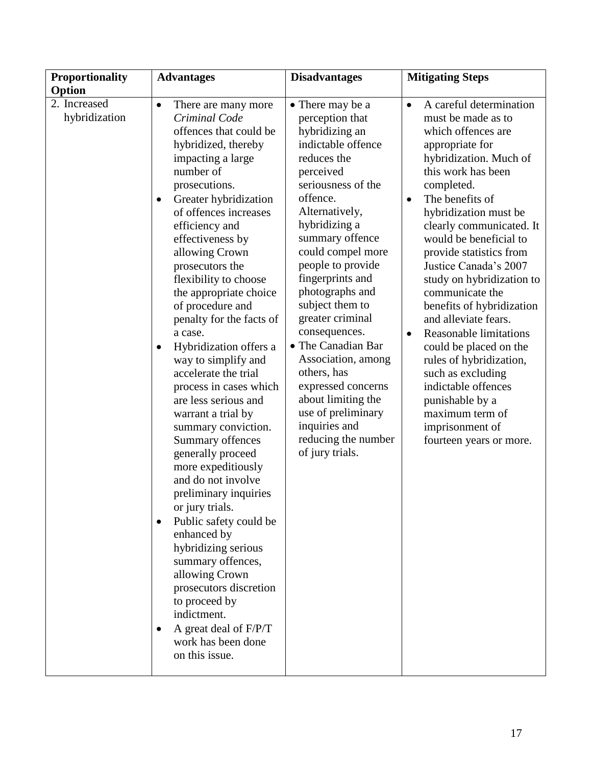| Proportionality Option | Advantages | Disadvantages | Mitigating Steps |
|---|---|---|---|
| 2. Increased hybridization | • There are many more *Criminal Code* offences that could be hybridized, thereby impacting a large number of prosecutions.<br>• Greater hybridization of offences increases efficiency and effectiveness by allowing Crown prosecutors the flexibility to choose the appropriate choice of procedure and penalty for the facts of a case.<br>• Hybridization offers a way to simplify and accelerate the trial process in cases which are less serious and warrant a trial by summary conviction. Summary offences generally proceed more expeditiously and do not involve preliminary inquiries or jury trials.<br>• Public safety could be enhanced by hybridizing serious summary offences, allowing Crown prosecutors discretion to proceed by indictment.<br>• A great deal of F/P/T work has been done on this issue. | • There may be a perception that hybridizing an indictable offence reduces the perceived seriousness of the offence. Alternatively, hybridizing a summary offence could compel more people to provide fingerprints and photographs and subject them to greater criminal consequences.<br>• The Canadian Bar Association, among others, has expressed concerns about limiting the use of preliminary inquiries and reducing the number of jury trials. | • A careful determination must be made as to which offences are appropriate for hybridization. Much of this work has been completed.<br>• The benefits of hybridization must be clearly communicated. It would be beneficial to provide statistics from Justice Canada's 2007 study on hybridization to communicate the benefits of hybridization and alleviate fears.<br>• Reasonable limitations could be placed on the rules of hybridization, such as excluding indictable offences punishable by a maximum term of imprisonment of fourteen years or more. |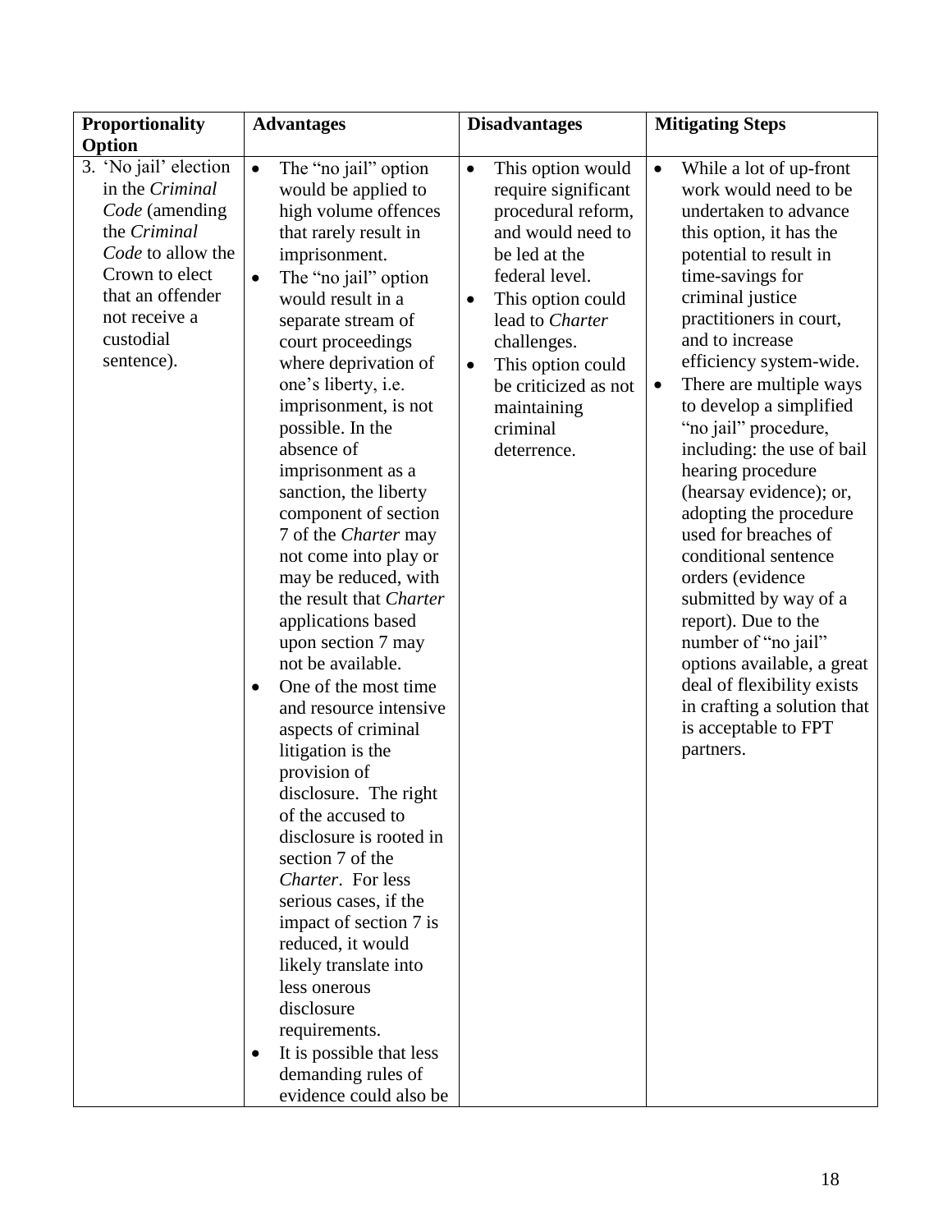| Proportionality Option | Advantages | Disadvantages | Mitigating Steps |
| --- | --- | --- | --- |
| 3. 'No jail' election in the *Criminal Code* (amending the *Criminal Code* to allow the Crown to elect that an offender not receive a custodial sentence). | • The "no jail" option would be applied to high volume offences that rarely result in imprisonment.<br>• The "no jail" option would result in a separate stream of court proceedings where deprivation of one's liberty, i.e. imprisonment, is not possible. In the absence of imprisonment as a sanction, the liberty component of section 7 of the *Charter* may not come into play or may be reduced, with the result that *Charter* applications based upon section 7 may not be available.<br>• One of the most time and resource intensive aspects of criminal litigation is the provision of disclosure. The right of the accused to disclosure is rooted in section 7 of the *Charter*. For less serious cases, if the impact of section 7 is reduced, it would likely translate into less onerous disclosure requirements.<br>• It is possible that less demanding rules of evidence could also be | • This option would require significant procedural reform, and would need to be led at the federal level.<br>• This option could lead to *Charter* challenges.<br>• This option could be criticized as not maintaining criminal deterrence. | • While a lot of up-front work would need to be undertaken to advance this option, it has the potential to result in time-savings for criminal justice practitioners in court, and to increase efficiency system-wide.<br>• There are multiple ways to develop a simplified "no jail" procedure, including: the use of bail hearing procedure (hearsay evidence); or, adopting the procedure used for breaches of conditional sentence orders (evidence submitted by way of a report). Due to the number of "no jail" options available, a great deal of flexibility exists in crafting a solution that is acceptable to FPT partners. |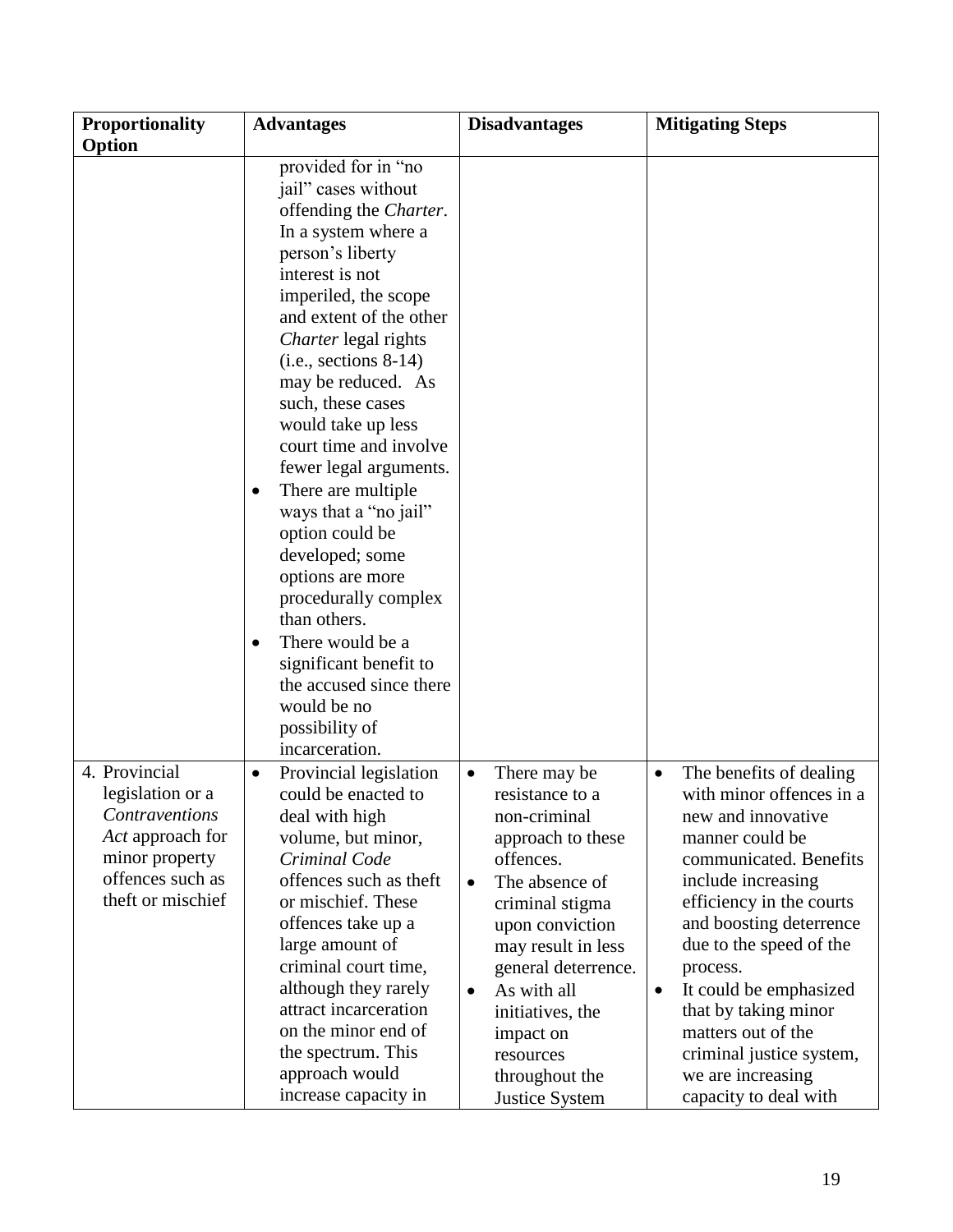| Proportionality Option | Advantages | Disadvantages | Mitigating Steps |
|---|---|---|---|
| | provided for in "no jail" cases without offending the *Charter*. In a system where a person's liberty interest is not imperiled, the scope and extent of the other *Charter* legal rights (i.e., sections 8-14) may be reduced. As such, these cases would take up less court time and involve fewer legal arguments.<br>• There are multiple ways that a "no jail" option could be developed; some options are more procedurally complex than others.<br>• There would be a significant benefit to the accused since there would be no possibility of incarceration. | | |
| 4. Provincial legislation or a *Contraventions Act* approach for minor property offences such as theft or mischief | • Provincial legislation could be enacted to deal with high volume, but minor, *Criminal Code* offences such as theft or mischief. These offences take up a large amount of criminal court time, although they rarely attract incarceration on the minor end of the spectrum. This approach would increase capacity in | • There may be resistance to a non-criminal approach to these offences.<br>• The absence of criminal stigma upon conviction may result in less general deterrence.<br>• As with all initiatives, the impact on resources throughout the Justice System | • The benefits of dealing with minor offences in a new and innovative manner could be communicated. Benefits include increasing efficiency in the courts and boosting deterrence due to the speed of the process.<br>• It could be emphasized that by taking minor matters out of the criminal justice system, we are increasing capacity to deal with |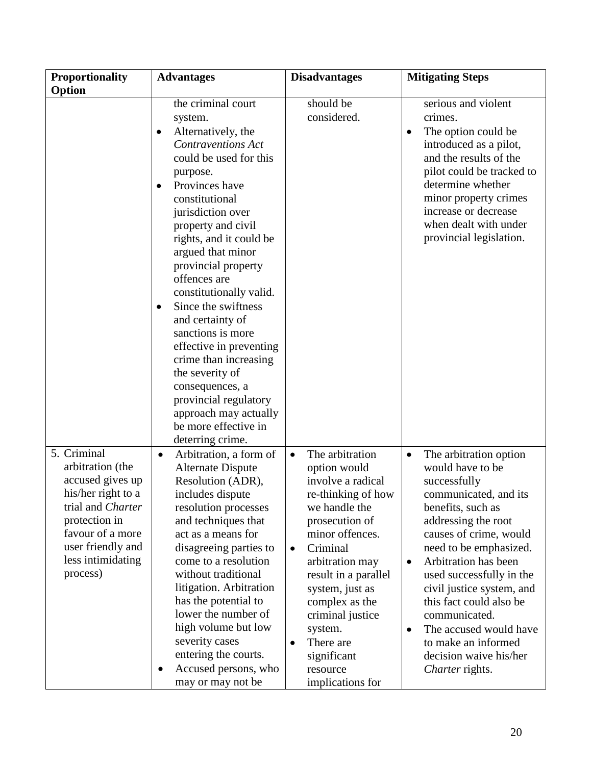| Proportionality Option | Advantages | Disadvantages | Mitigating Steps |
|---|---|---|---|
| | the criminal court system.<br>• Alternatively, the *Contraventions Act* could be used for this purpose.<br>• Provinces have constitutional jurisdiction over property and civil rights, and it could be argued that minor provincial property offences are constitutionally valid.<br>• Since the swiftness and certainty of sanctions is more effective in preventing crime than increasing the severity of consequences, a provincial regulatory approach may actually be more effective in deterring crime. | should be considered. | serious and violent crimes.<br>• The option could be introduced as a pilot, and the results of the pilot could be tracked to determine whether minor property crimes increase or decrease when dealt with under provincial legislation. |
| 5. Criminal arbitration (the accused gives up his/her right to a trial and *Charter* protection in favour of a more user friendly and less intimidating process) | • Arbitration, a form of Alternate Dispute Resolution (ADR), includes dispute resolution processes and techniques that act as a means for disagreeing parties to come to a resolution without traditional litigation. Arbitration has the potential to lower the number of high volume but low severity cases entering the courts.<br>• Accused persons, who may or may not be | • The arbitration option would involve a radical re-thinking of how we handle the prosecution of minor offences.<br>• Criminal arbitration may result in a parallel system, just as complex as the criminal justice system.<br>• There are significant resource implications for | • The arbitration option would have to be successfully communicated, and its benefits, such as addressing the root causes of crime, would need to be emphasized.<br>• Arbitration has been used successfully in the civil justice system, and this fact could also be communicated.<br>• The accused would have to make an informed decision waive his/her *Charter* rights. |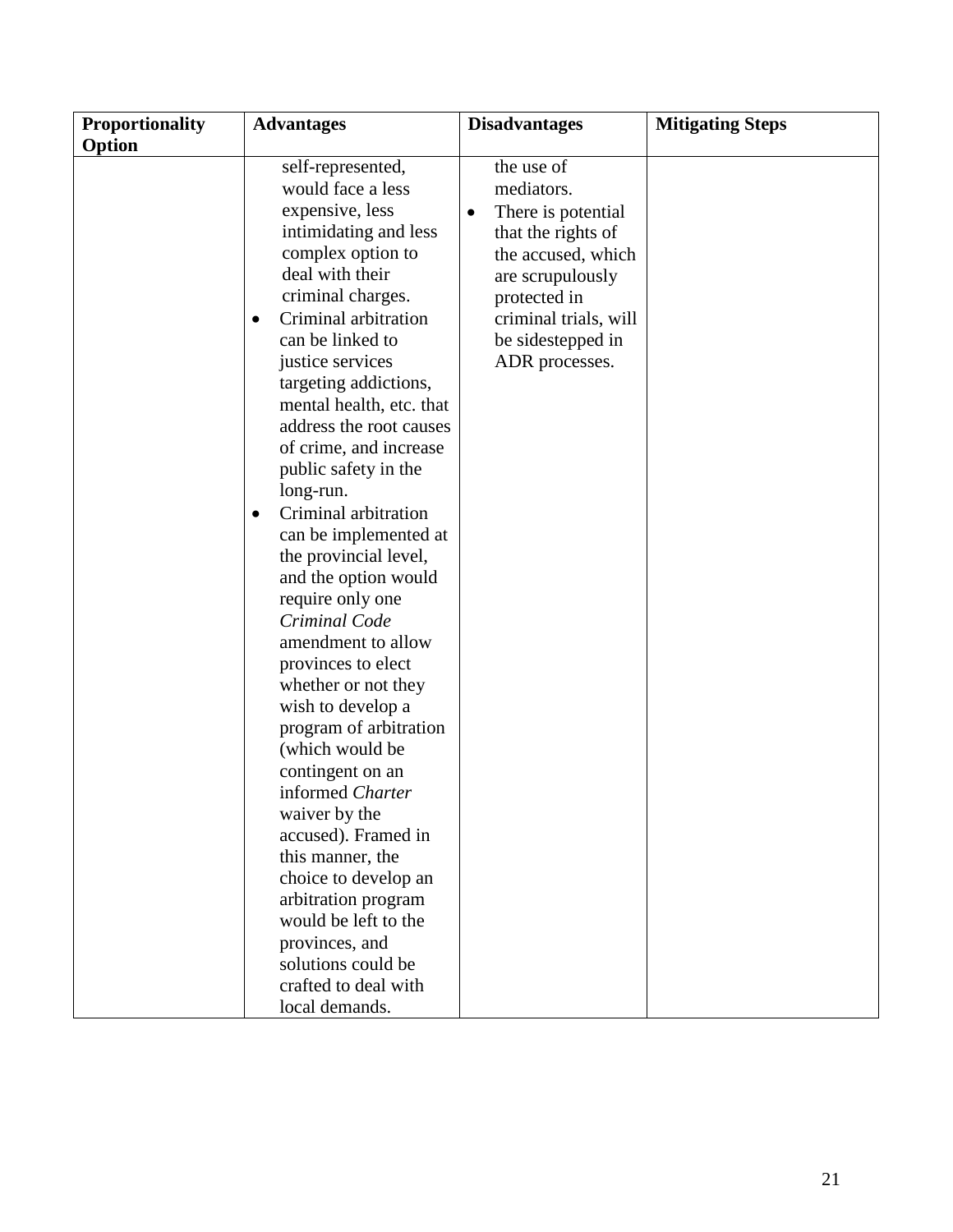| Proportionality Option | Advantages | Disadvantages | Mitigating Steps |
|---|---|---|---|
| | self-represented, would face a less expensive, less intimidating and less complex option to deal with their criminal charges.<br>• Criminal arbitration can be linked to justice services targeting addictions, mental health, etc. that address the root causes of crime, and increase public safety in the long-run.<br>• Criminal arbitration can be implemented at the provincial level, and the option would require only one *Criminal Code* amendment to allow provinces to elect whether or not they wish to develop a program of arbitration (which would be contingent on an informed *Charter* waiver by the accused). Framed in this manner, the choice to develop an arbitration program would be left to the provinces, and solutions could be crafted to deal with local demands. | the use of mediators.<br>• There is potential that the rights of the accused, which are scrupulously protected in criminal trials, will be sidestepped in ADR processes. | |